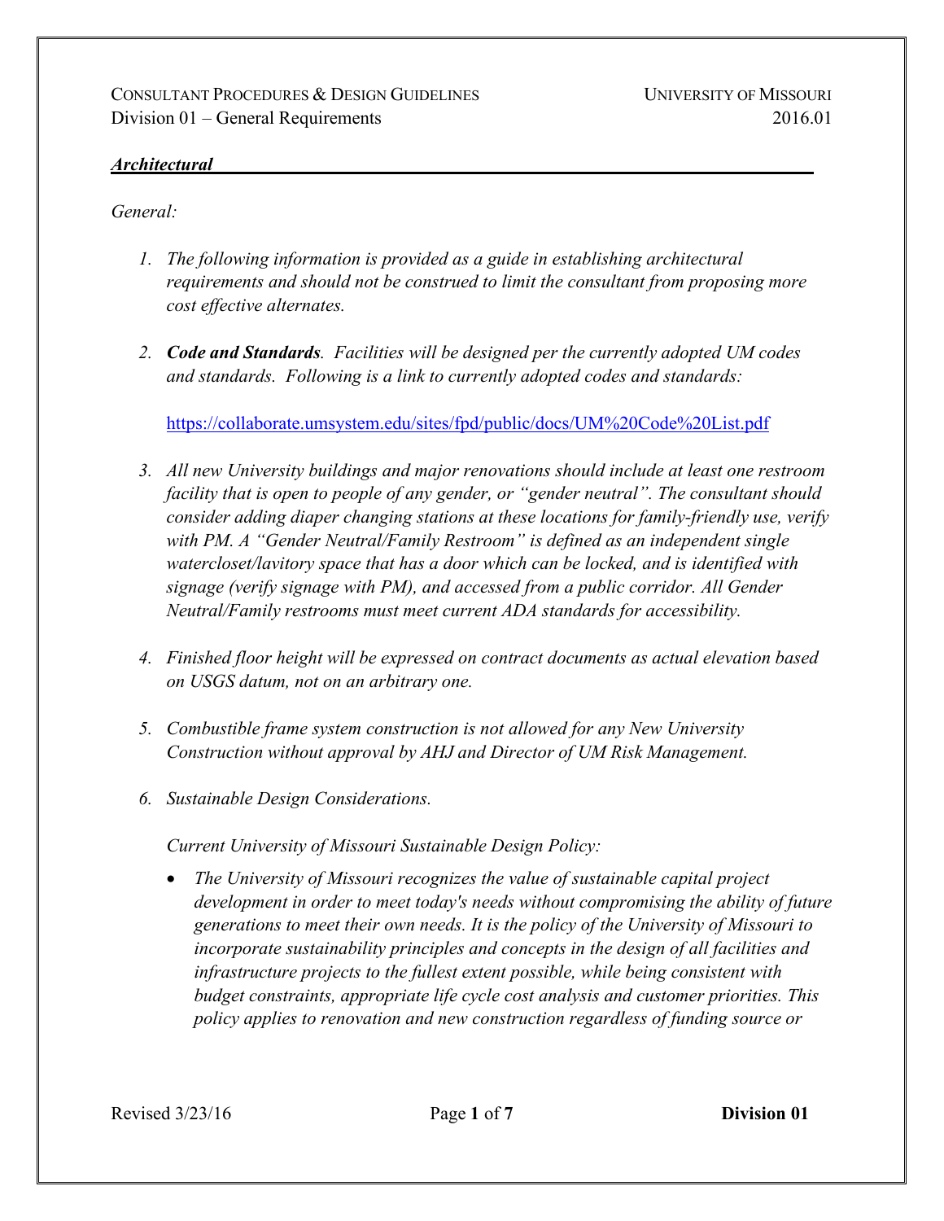CONSULTANT PROCEDURES & DESIGN GUIDELINES — UNIVERSITY OF MISSOURI

Division 01 – General Requirements — 2016.01

## ***Architectural***

*General:*

1. *The following information is provided as a guide in establishing architectural requirements and should not be construed to limit the consultant from proposing more cost effective alternates.*

2. ***Code and Standards**. Facilities will be designed per the currently adopted UM codes and standards. Following is a link to currently adopted codes and standards:*

   https://collaborate.umsystem.edu/sites/fpd/public/docs/UM%20Code%20List.pdf

3. *All new University buildings and major renovations should include at least one restroom facility that is open to people of any gender, or "gender neutral". The consultant should consider adding diaper changing stations at these locations for family-friendly use, verify with PM. A "Gender Neutral/Family Restroom" is defined as an independent single watercloset/lavitory space that has a door which can be locked, and is identified with signage (verify signage with PM), and accessed from a public corridor. All Gender Neutral/Family restrooms must meet current ADA standards for accessibility.*

4. *Finished floor height will be expressed on contract documents as actual elevation based on USGS datum, not on an arbitrary one.*

5. *Combustible frame system construction is not allowed for any New University Construction without approval by AHJ and Director of UM Risk Management.*

6. *Sustainable Design Considerations.*

   *Current University of Missouri Sustainable Design Policy:*

   - *The University of Missouri recognizes the value of sustainable capital project development in order to meet today's needs without compromising the ability of future generations to meet their own needs. It is the policy of the University of Missouri to incorporate sustainability principles and concepts in the design of all facilities and infrastructure projects to the fullest extent possible, while being consistent with budget constraints, appropriate life cycle cost analysis and customer priorities. This policy applies to renovation and new construction regardless of funding source or*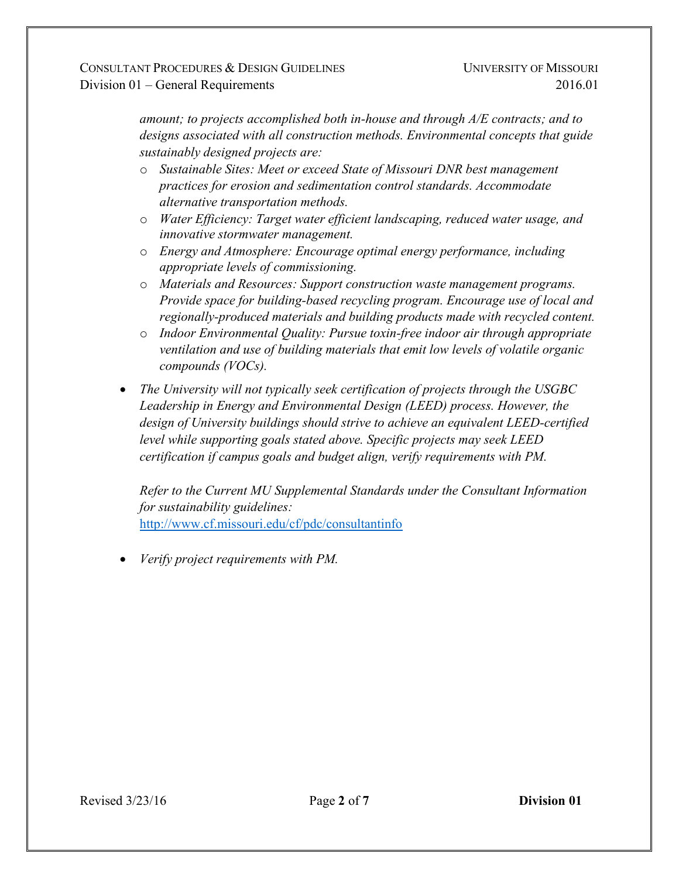*amount; to projects accomplished both in-house and through A/E contracts; and to designs associated with all construction methods. Environmental concepts that guide sustainably designed projects are:*

- *Sustainable Sites: Meet or exceed State of Missouri DNR best management practices for erosion and sedimentation control standards. Accommodate alternative transportation methods.*
- *Water Efficiency: Target water efficient landscaping, reduced water usage, and innovative stormwater management.*
- *Energy and Atmosphere: Encourage optimal energy performance, including appropriate levels of commissioning.*
- *Materials and Resources: Support construction waste management programs. Provide space for building-based recycling program. Encourage use of local and regionally-produced materials and building products made with recycled content.*
- *Indoor Environmental Quality: Pursue toxin-free indoor air through appropriate ventilation and use of building materials that emit low levels of volatile organic compounds (VOCs).*

- *The University will not typically seek certification of projects through the USGBC Leadership in Energy and Environmental Design (LEED) process. However, the design of University buildings should strive to achieve an equivalent LEED-certified level while supporting goals stated above. Specific projects may seek LEED certification if campus goals and budget align, verify requirements with PM.*

  *Refer to the Current MU Supplemental Standards under the Consultant Information for sustainability guidelines:*
  http://www.cf.missouri.edu/cf/pdc/consultantinfo

- *Verify project requirements with PM.*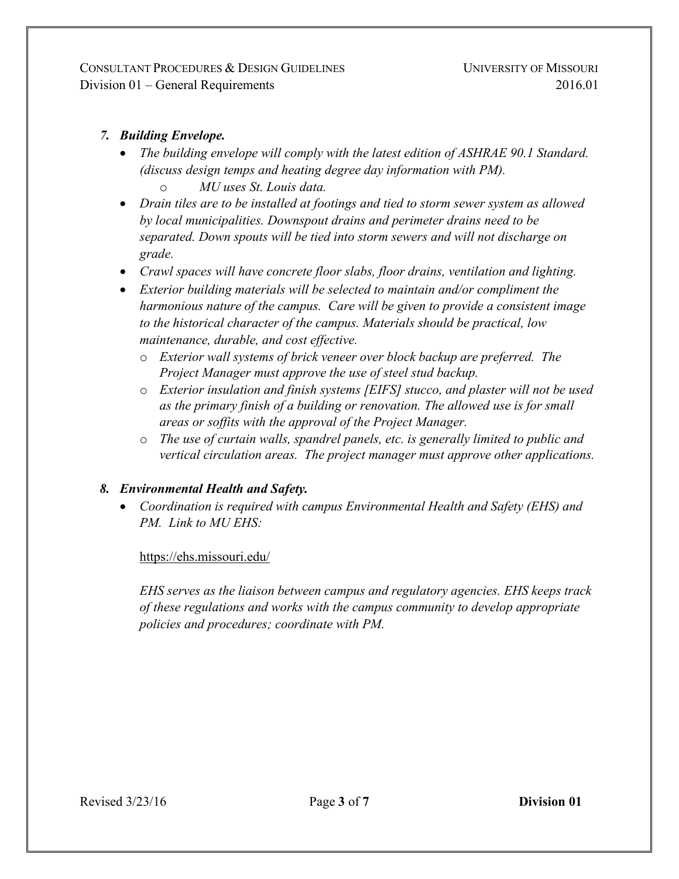*7. **Building Envelope.***

- *The building envelope will comply with the latest edition of ASHRAE 90.1 Standard. (discuss design temps and heating degree day information with PM).*
  - *MU uses St. Louis data.*
- *Drain tiles are to be installed at footings and tied to storm sewer system as allowed by local municipalities. Downspout drains and perimeter drains need to be separated. Down spouts will be tied into storm sewers and will not discharge on grade.*
- *Crawl spaces will have concrete floor slabs, floor drains, ventilation and lighting.*
- *Exterior building materials will be selected to maintain and/or compliment the harmonious nature of the campus. Care will be given to provide a consistent image to the historical character of the campus. Materials should be practical, low maintenance, durable, and cost effective.*
  - *Exterior wall systems of brick veneer over block backup are preferred. The Project Manager must approve the use of steel stud backup.*
  - *Exterior insulation and finish systems [EIFS] stucco, and plaster will not be used as the primary finish of a building or renovation. The allowed use is for small areas or soffits with the approval of the Project Manager.*
  - *The use of curtain walls, spandrel panels, etc. is generally limited to public and vertical circulation areas. The project manager must approve other applications.*

*8. **Environmental Health and Safety.***

- *Coordination is required with campus Environmental Health and Safety (EHS) and PM. Link to MU EHS:*

  https://ehs.missouri.edu/

  *EHS serves as the liaison between campus and regulatory agencies. EHS keeps track of these regulations and works with the campus community to develop appropriate policies and procedures; coordinate with PM.*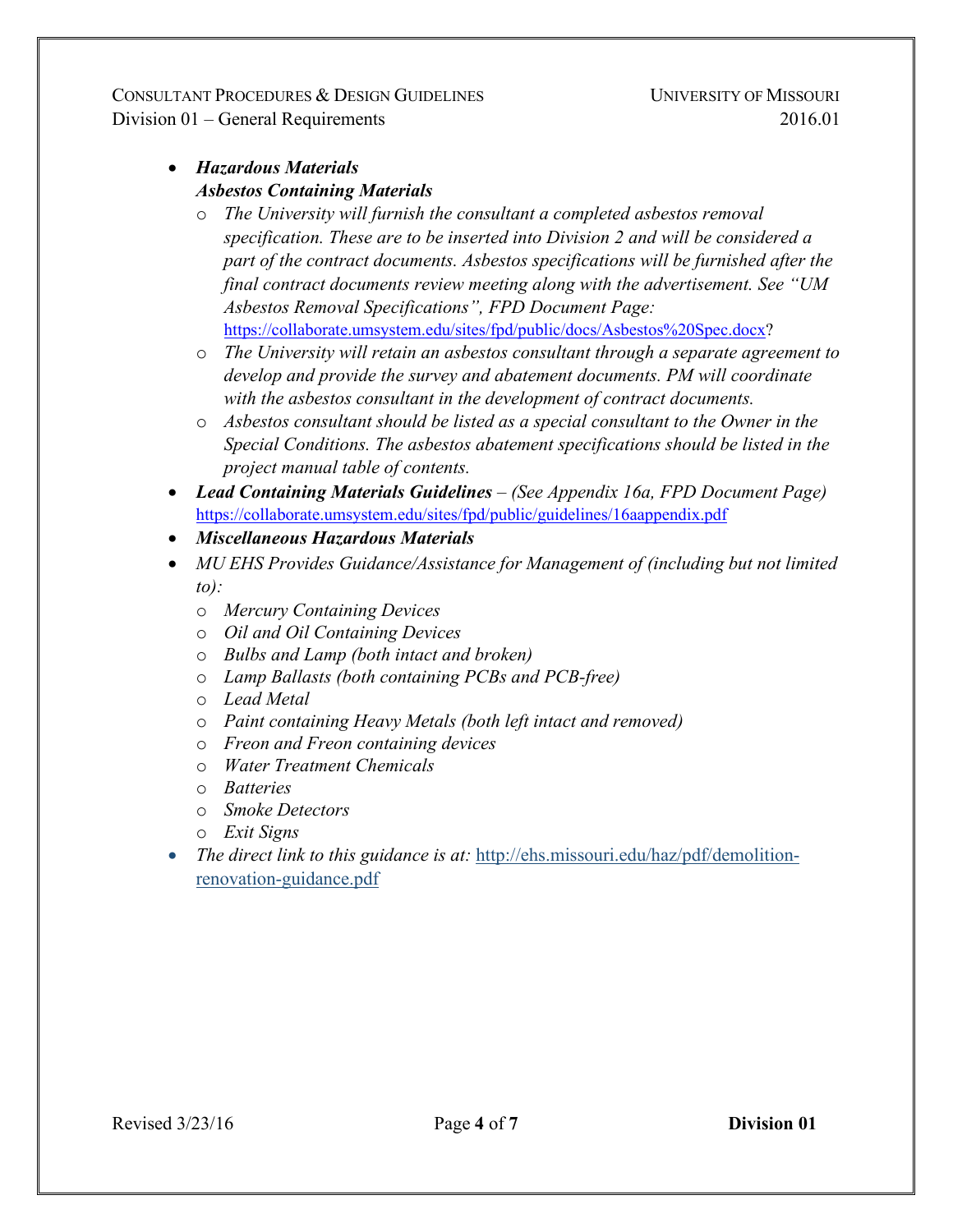- ***Hazardous Materials***
  ***Asbestos Containing Materials***
  - *The University will furnish the consultant a completed asbestos removal specification. These are to be inserted into Division 2 and will be considered a part of the contract documents. Asbestos specifications will be furnished after the final contract documents review meeting along with the advertisement. See "UM Asbestos Removal Specifications", FPD Document Page:* https://collaborate.umsystem.edu/sites/fpd/public/docs/Asbestos%20Spec.docx?
  - *The University will retain an asbestos consultant through a separate agreement to develop and provide the survey and abatement documents. PM will coordinate with the asbestos consultant in the development of contract documents.*
  - *Asbestos consultant should be listed as a special consultant to the Owner in the Special Conditions. The asbestos abatement specifications should be listed in the project manual table of contents.*
- ***Lead Containing Materials Guidelines*** *– (See Appendix 16a, FPD Document Page)* https://collaborate.umsystem.edu/sites/fpd/public/guidelines/16aappendix.pdf
- ***Miscellaneous Hazardous Materials***
- *MU EHS Provides Guidance/Assistance for Management of (including but not limited to):*
  - *Mercury Containing Devices*
  - *Oil and Oil Containing Devices*
  - *Bulbs and Lamp (both intact and broken)*
  - *Lamp Ballasts (both containing PCBs and PCB-free)*
  - *Lead Metal*
  - *Paint containing Heavy Metals (both left intact and removed)*
  - *Freon and Freon containing devices*
  - *Water Treatment Chemicals*
  - *Batteries*
  - *Smoke Detectors*
  - *Exit Signs*
- *The direct link to this guidance is at:* http://ehs.missouri.edu/haz/pdf/demolition-renovation-guidance.pdf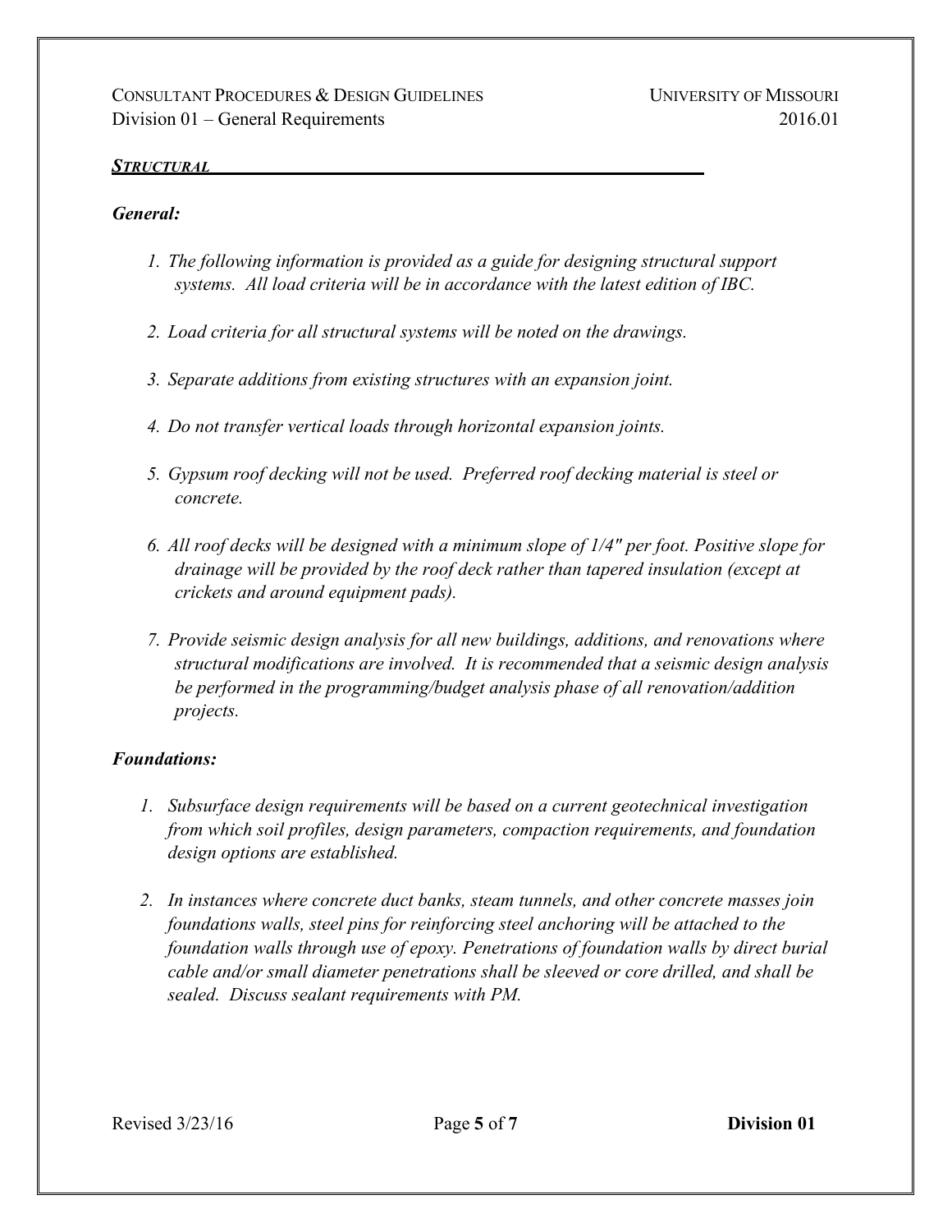## ***STRUCTURAL***

### *General:*

1. *The following information is provided as a guide for designing structural support systems. All load criteria will be in accordance with the latest edition of IBC.*

2. *Load criteria for all structural systems will be noted on the drawings.*

3. *Separate additions from existing structures with an expansion joint.*

4. *Do not transfer vertical loads through horizontal expansion joints.*

5. *Gypsum roof decking will not be used. Preferred roof decking material is steel or concrete.*

6. *All roof decks will be designed with a minimum slope of 1/4" per foot. Positive slope for drainage will be provided by the roof deck rather than tapered insulation (except at crickets and around equipment pads).*

7. *Provide seismic design analysis for all new buildings, additions, and renovations where structural modifications are involved. It is recommended that a seismic design analysis be performed in the programming/budget analysis phase of all renovation/addition projects.*

### *Foundations:*

1. *Subsurface design requirements will be based on a current geotechnical investigation from which soil profiles, design parameters, compaction requirements, and foundation design options are established.*

2. *In instances where concrete duct banks, steam tunnels, and other concrete masses join foundations walls, steel pins for reinforcing steel anchoring will be attached to the foundation walls through use of epoxy. Penetrations of foundation walls by direct burial cable and/or small diameter penetrations shall be sleeved or core drilled, and shall be sealed. Discuss sealant requirements with PM.*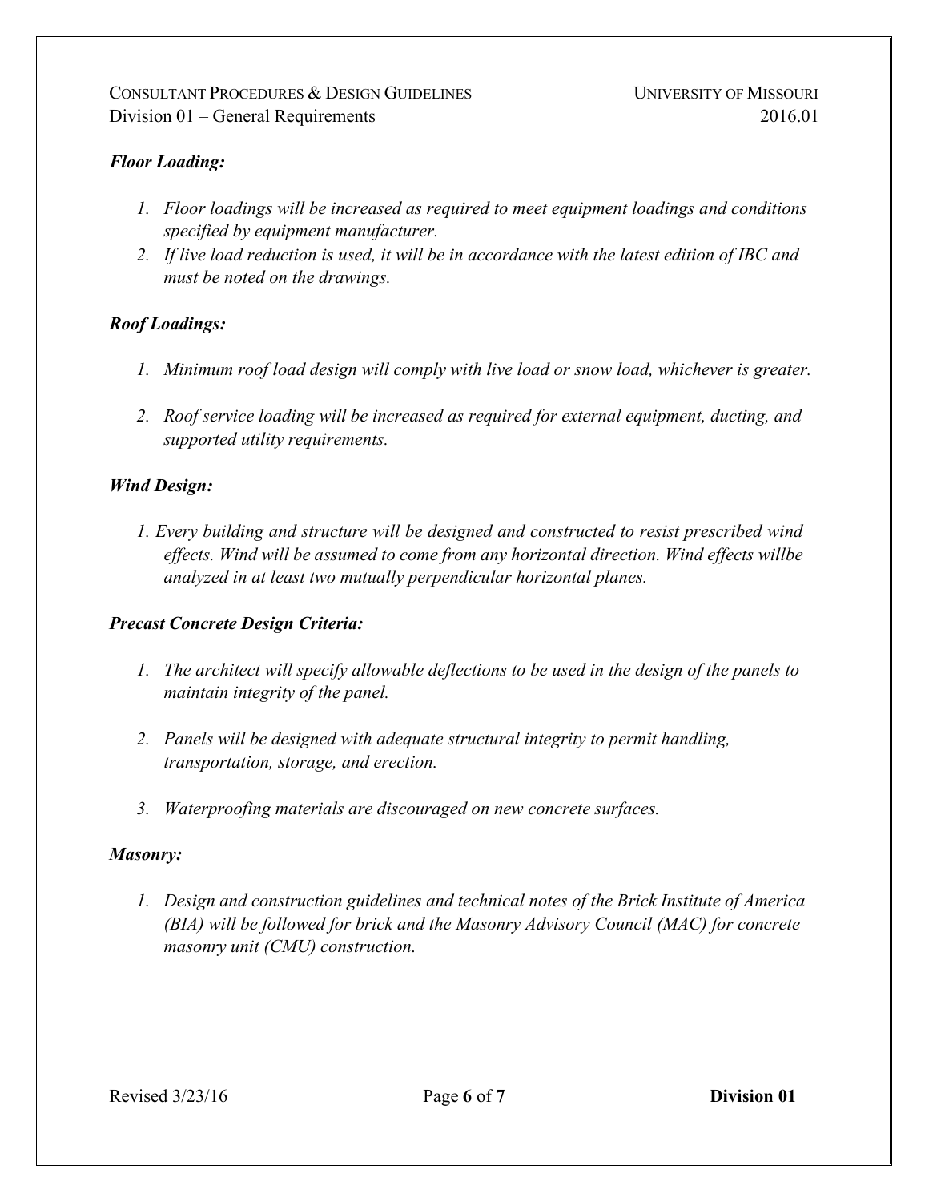***Floor Loading:***

1. *Floor loadings will be increased as required to meet equipment loadings and conditions specified by equipment manufacturer.*
2. *If live load reduction is used, it will be in accordance with the latest edition of IBC and must be noted on the drawings.*

***Roof Loadings:***

1. *Minimum roof load design will comply with live load or snow load, whichever is greater.*

2. *Roof service loading will be increased as required for external equipment, ducting, and supported utility requirements.*

***Wind Design:***

1. *Every building and structure will be designed and constructed to resist prescribed wind effects. Wind will be assumed to come from any horizontal direction. Wind effects willbe analyzed in at least two mutually perpendicular horizontal planes.*

***Precast Concrete Design Criteria:***

1. *The architect will specify allowable deflections to be used in the design of the panels to maintain integrity of the panel.*

2. *Panels will be designed with adequate structural integrity to permit handling, transportation, storage, and erection.*

3. *Waterproofing materials are discouraged on new concrete surfaces.*

***Masonry:***

1. *Design and construction guidelines and technical notes of the Brick Institute of America (BIA) will be followed for brick and the Masonry Advisory Council (MAC) for concrete masonry unit (CMU) construction.*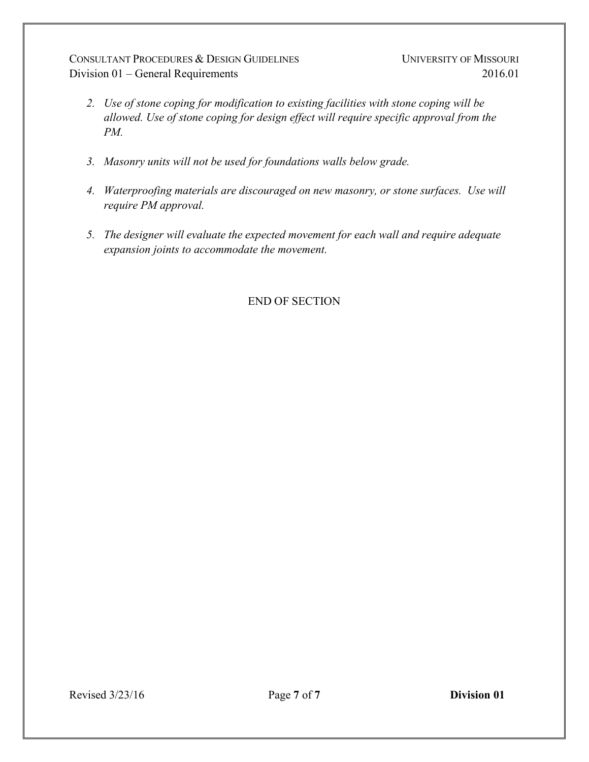2. *Use of stone coping for modification to existing facilities with stone coping will be allowed. Use of stone coping for design effect will require specific approval from the PM.*

3. *Masonry units will not be used for foundations walls below grade.*

4. *Waterproofing materials are discouraged on new masonry, or stone surfaces. Use will require PM approval.*

5. *The designer will evaluate the expected movement for each wall and require adequate expansion joints to accommodate the movement.*

END OF SECTION